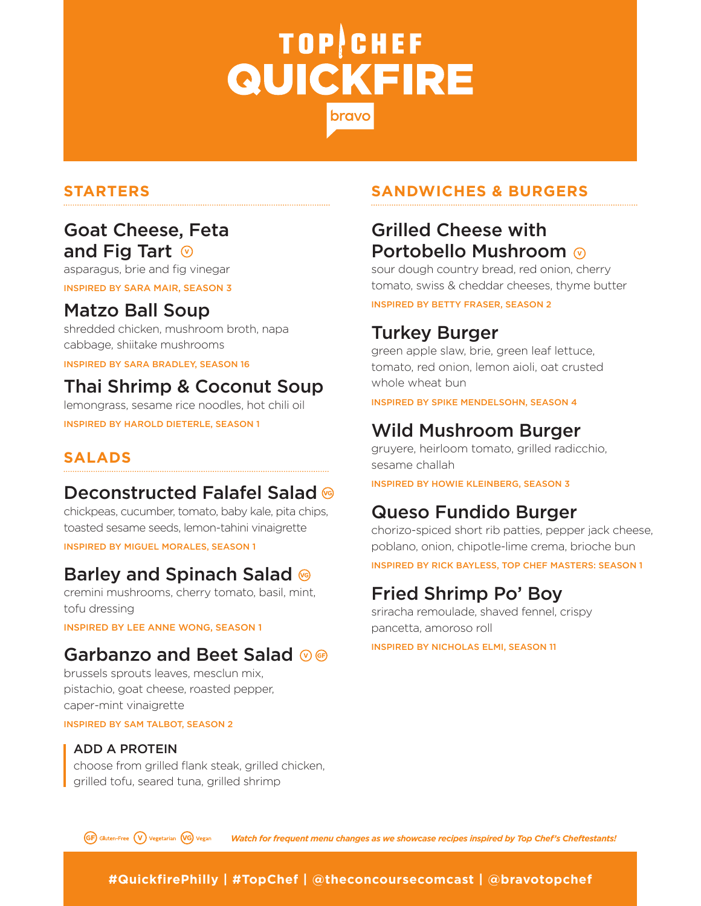# TOP CHEF QUICKFIRE

bravo

## STARTERS

### Goat Cheese, Feta and Fig Tart (V)

asparagus, brie and fig vinegar

INSPIRED BY SARA MAIR, SEASON 3

### Matzo Ball Soup

shredded chicken, mushroom broth, napa cabbage, shiitake mushrooms

INSPIRED BY SARA BRADLEY, SEASON 16

### Thai Shrimp & Coconut Soup

lemongrass, sesame rice noodles, hot chili oil

INSPIRED BY HAROLD DIETERLE, SEASON 1

## SALADS

### Deconstructed Falafel Salad (VG)

chickpeas, cucumber, tomato, baby kale, pita chips, toasted sesame seeds, lemon-tahini vinaigrette

INSPIRED BY MIGUEL MORALES, SEASON 1

### Barley and Spinach Salad (VG)

cremini mushrooms, cherry tomato, basil, mint, tofu dressing

INSPIRED BY LEE ANNE WONG, SEASON 1

### Garbanzo and Beet Salad (V) (GF)

brussels sprouts leaves, mesclun mix, pistachio, goat cheese, roasted pepper, caper-mint vinaigrette

INSPIRED BY SAM TALBOT, SEASON 2

**ADD A PROTEIN**
choose from grilled flank steak, grilled chicken, grilled tofu, seared tuna, grilled shrimp

## SANDWICHES & BURGERS

### Grilled Cheese with Portobello Mushroom (V)

sour dough country bread, red onion, cherry tomato, swiss & cheddar cheeses, thyme butter

INSPIRED BY BETTY FRASER, SEASON 2

### Turkey Burger

green apple slaw, brie, green leaf lettuce, tomato, red onion, lemon aioli, oat crusted whole wheat bun

INSPIRED BY SPIKE MENDELSOHN, SEASON 4

### Wild Mushroom Burger

gruyere, heirloom tomato, grilled radicchio, sesame challah

INSPIRED BY HOWIE KLEINBERG, SEASON 3

### Queso Fundido Burger

chorizo-spiced short rib patties, pepper jack cheese, poblano, onion, chipotle-lime crema, brioche bun

INSPIRED BY RICK BAYLESS, TOP CHEF MASTERS: SEASON 1

### Fried Shrimp Po' Boy

sriracha remoulade, shaved fennel, crispy pancetta, amoroso roll

INSPIRED BY NICHOLAS ELMI, SEASON 11

(GF) Gluten-Free (V) Vegetarian (VG) Vegan

*Watch for frequent menu changes as we showcase recipes inspired by Top Chef's Cheftestants!*

**#QuickfirePhilly | #TopChef | @theconcoursecomcast | @bravotopchef**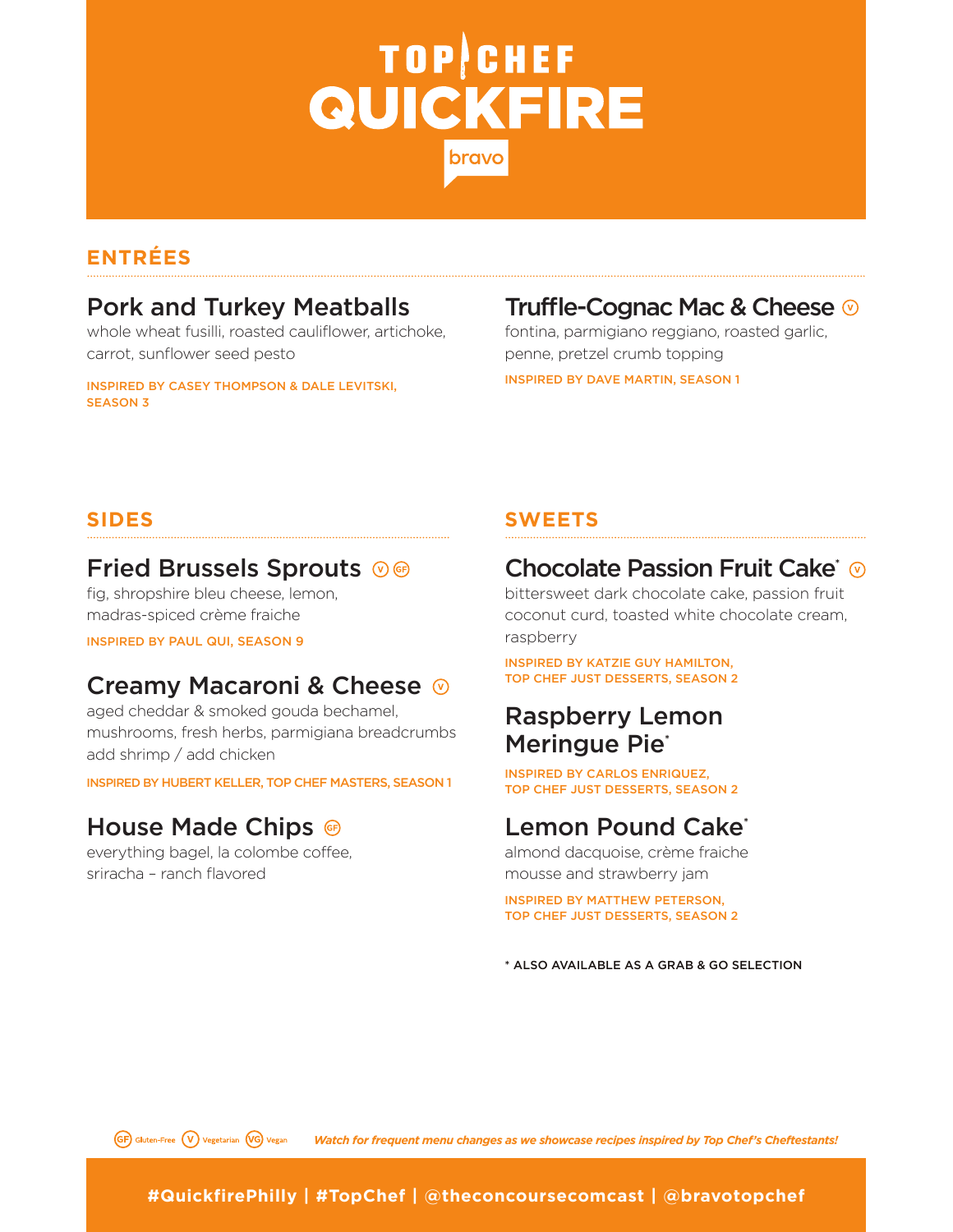# TOP CHEF QUICKFIRE

bravo

## ENTRÉES

### Pork and Turkey Meatballs

whole wheat fusilli, roasted cauliflower, artichoke, carrot, sunflower seed pesto

INSPIRED BY CASEY THOMPSON & DALE LEVITSKI, SEASON 3

### Truffle-Cognac Mac & Cheese (V)

fontina, parmigiano reggiano, roasted garlic, penne, pretzel crumb topping

INSPIRED BY DAVE MARTIN, SEASON 1

## SIDES

### Fried Brussels Sprouts (V) (GF)

fig, shropshire bleu cheese, lemon, madras-spiced crème fraiche

INSPIRED BY PAUL QUI, SEASON 9

### Creamy Macaroni & Cheese (V)

aged cheddar & smoked gouda bechamel, mushrooms, fresh herbs, parmigiana breadcrumbs
add shrimp / add chicken

INSPIRED BY HUBERT KELLER, TOP CHEF MASTERS, SEASON 1

### House Made Chips (GF)

everything bagel, la colombe coffee, sriracha – ranch flavored

## SWEETS

### Chocolate Passion Fruit Cake* (V)

bittersweet dark chocolate cake, passion fruit coconut curd, toasted white chocolate cream, raspberry

INSPIRED BY KATZIE GUY HAMILTON, TOP CHEF JUST DESSERTS, SEASON 2

### Raspberry Lemon Meringue Pie*

INSPIRED BY CARLOS ENRIQUEZ, TOP CHEF JUST DESSERTS, SEASON 2

### Lemon Pound Cake*

almond dacquoise, crème fraiche mousse and strawberry jam

INSPIRED BY MATTHEW PETERSON, TOP CHEF JUST DESSERTS, SEASON 2

\* ALSO AVAILABLE AS A GRAB & GO SELECTION

(GF) Gluten-Free (V) Vegetarian (VG) Vegan

*Watch for frequent menu changes as we showcase recipes inspired by Top Chef's Cheftestants!*

**#QuickfirePhilly | #TopChef | @theconcoursecomcast | @bravotopchef**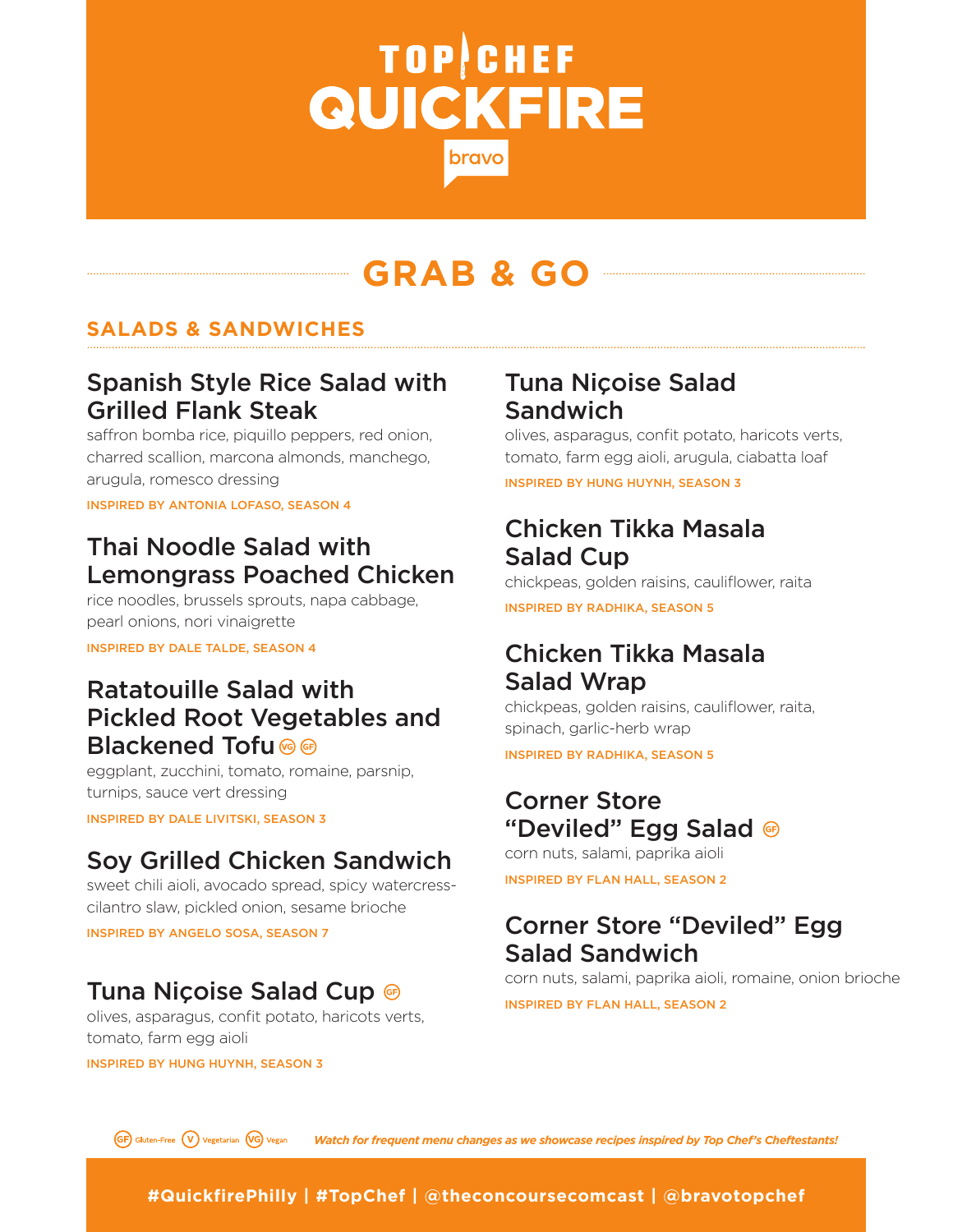# TOP CHEF QUICKFIRE

bravo

## GRAB & GO

### SALADS & SANDWICHES

**Spanish Style Rice Salad with Grilled Flank Steak**

saffron bomba rice, piquillo peppers, red onion, charred scallion, marcona almonds, manchego, arugula, romesco dressing

INSPIRED BY ANTONIA LOFASO, SEASON 4

**Thai Noodle Salad with Lemongrass Poached Chicken**

rice noodles, brussels sprouts, napa cabbage, pearl onions, nori vinaigrette

INSPIRED BY DALE TALDE, SEASON 4

**Ratatouille Salad with Pickled Root Vegetables and Blackened Tofu** (VG) (GF)

eggplant, zucchini, tomato, romaine, parsnip, turnips, sauce vert dressing

INSPIRED BY DALE LIVITSKI, SEASON 3

**Soy Grilled Chicken Sandwich**

sweet chili aioli, avocado spread, spicy watercress-cilantro slaw, pickled onion, sesame brioche

INSPIRED BY ANGELO SOSA, SEASON 7

**Tuna Niçoise Salad Cup** (GF)

olives, asparagus, confit potato, haricots verts, tomato, farm egg aioli

INSPIRED BY HUNG HUYNH, SEASON 3

**Tuna Niçoise Salad Sandwich**

olives, asparagus, confit potato, haricots verts, tomato, farm egg aioli, arugula, ciabatta loaf

INSPIRED BY HUNG HUYNH, SEASON 3

**Chicken Tikka Masala Salad Cup**

chickpeas, golden raisins, cauliflower, raita

INSPIRED BY RADHIKA, SEASON 5

**Chicken Tikka Masala Salad Wrap**

chickpeas, golden raisins, cauliflower, raita, spinach, garlic-herb wrap

INSPIRED BY RADHIKA, SEASON 5

**Corner Store "Deviled" Egg Salad** (GF)

corn nuts, salami, paprika aioli

INSPIRED BY FLAN HALL, SEASON 2

**Corner Store "Deviled" Egg Salad Sandwich**

corn nuts, salami, paprika aioli, romaine, onion brioche

INSPIRED BY FLAN HALL, SEASON 2

(GF) Gluten-Free (V) Vegetarian (VG) Vegan

*Watch for frequent menu changes as we showcase recipes inspired by Top Chef's Cheftestants!*

**#QuickfirePhilly | #TopChef | @theconcoursecomcast | @bravotopchef**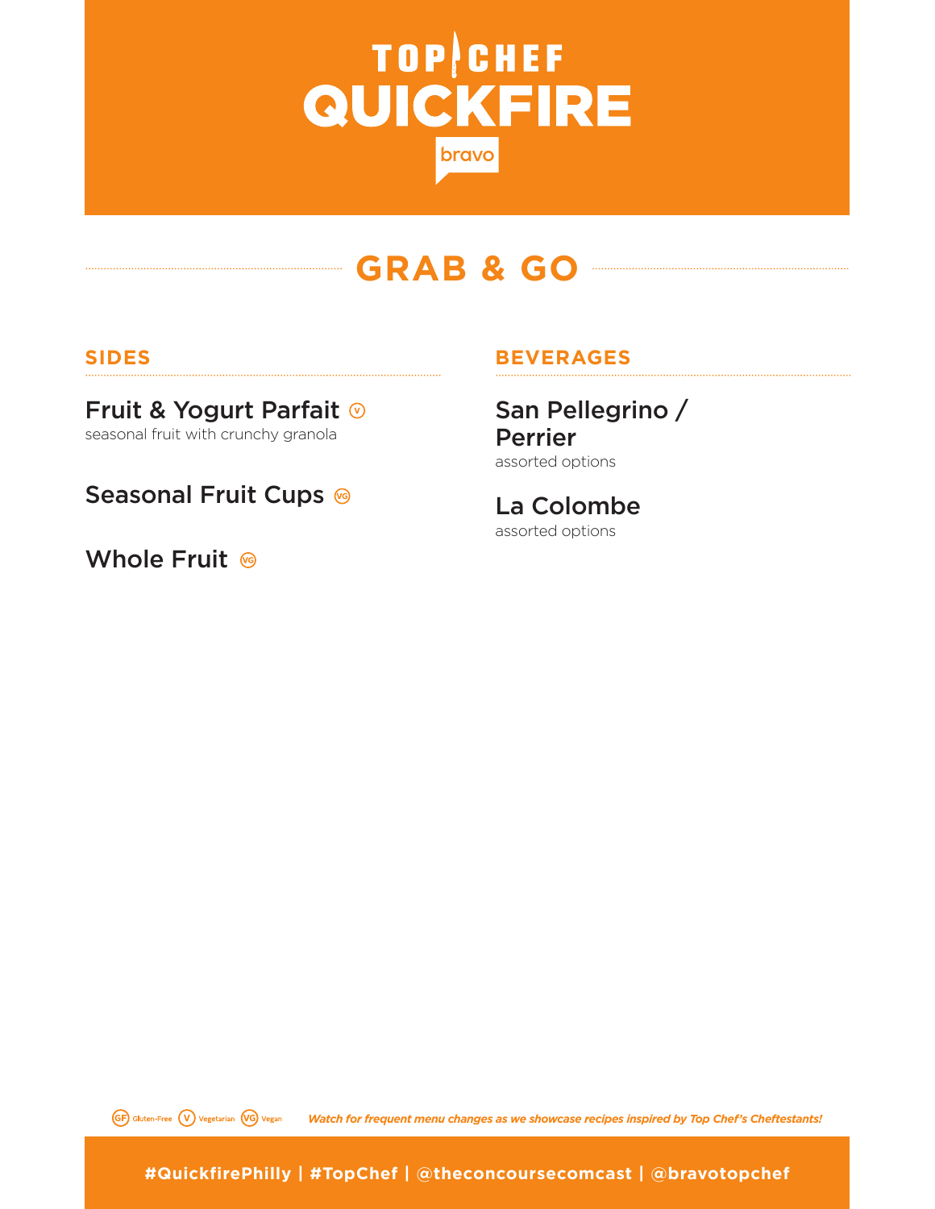# TOP CHEF QUICKFIRE

bravo

## GRAB & GO

### SIDES

**Fruit & Yogurt Parfait** (V)
seasonal fruit with crunchy granola

**Seasonal Fruit Cups** (VG)

**Whole Fruit** (VG)

### BEVERAGES

**San Pellegrino / Perrier**
assorted options

**La Colombe**
assorted options

(GF) Gluten-Free (V) Vegetarian (VG) Vegan

*Watch for frequent menu changes as we showcase recipes inspired by Top Chef's Cheftestants!*

**#QuickfirePhilly | #TopChef | @theconcoursecomcast | @bravotopchef**